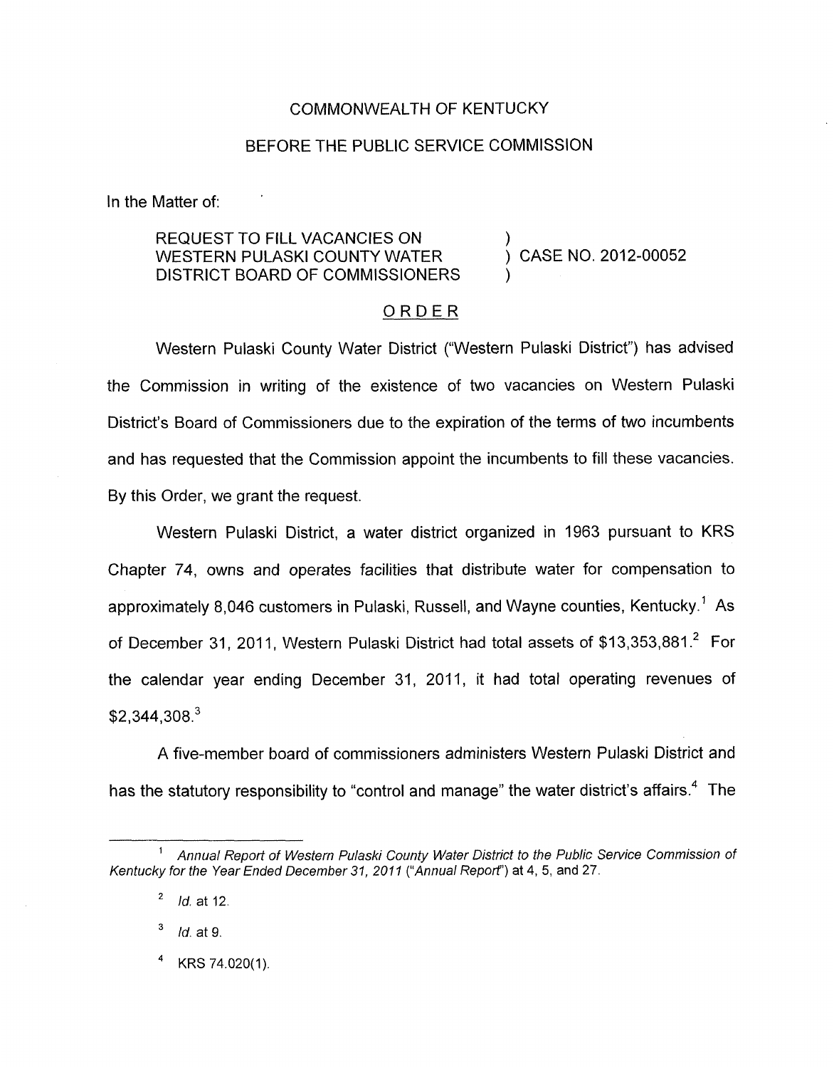COMMONWEALTH OF KENTUCKY

BEFORE THE PUBLIC SERVICE COMMISSION

In the Matter of:

REQUEST TO FILL VACANCIES ON WESTERN PULASKI COUNTY WATER DISTRICT BOARD OF COMMISSIONERS ) CASE NO. 2012-00052

ORDER

Western Pulaski County Water District ("Western Pulaski District") has advised the Commission in writing of the existence of two vacancies on Western Pulaski District's Board of Commissioners due to the expiration of the terms of two incumbents and has requested that the Commission appoint the incumbents to fill these vacancies. By this Order, we grant the request.

Western Pulaski District, a water district organized in 1963 pursuant to KRS Chapter 74, owns and operates facilities that distribute water for compensation to approximately 8,046 customers in Pulaski, Russell, and Wayne counties, Kentucky.[1] As of December 31, 2011, Western Pulaski District had total assets of $13,353,881.[2] For the calendar year ending December 31, 2011, it had total operating revenues of $2,344,308.[3]

A five-member board of commissioners administers Western Pulaski District and has the statutory responsibility to "control and manage" the water district's affairs.[4] The

---

[1] *Annual Report of Western Pulaski County Water District to the Public Service Commission of Kentucky for the Year Ended December 31, 2011* ("*Annual Report*") at 4, 5, and 27.

[2] *Id.* at 12.

[3] *Id.* at 9.

[4] KRS 74.020(1).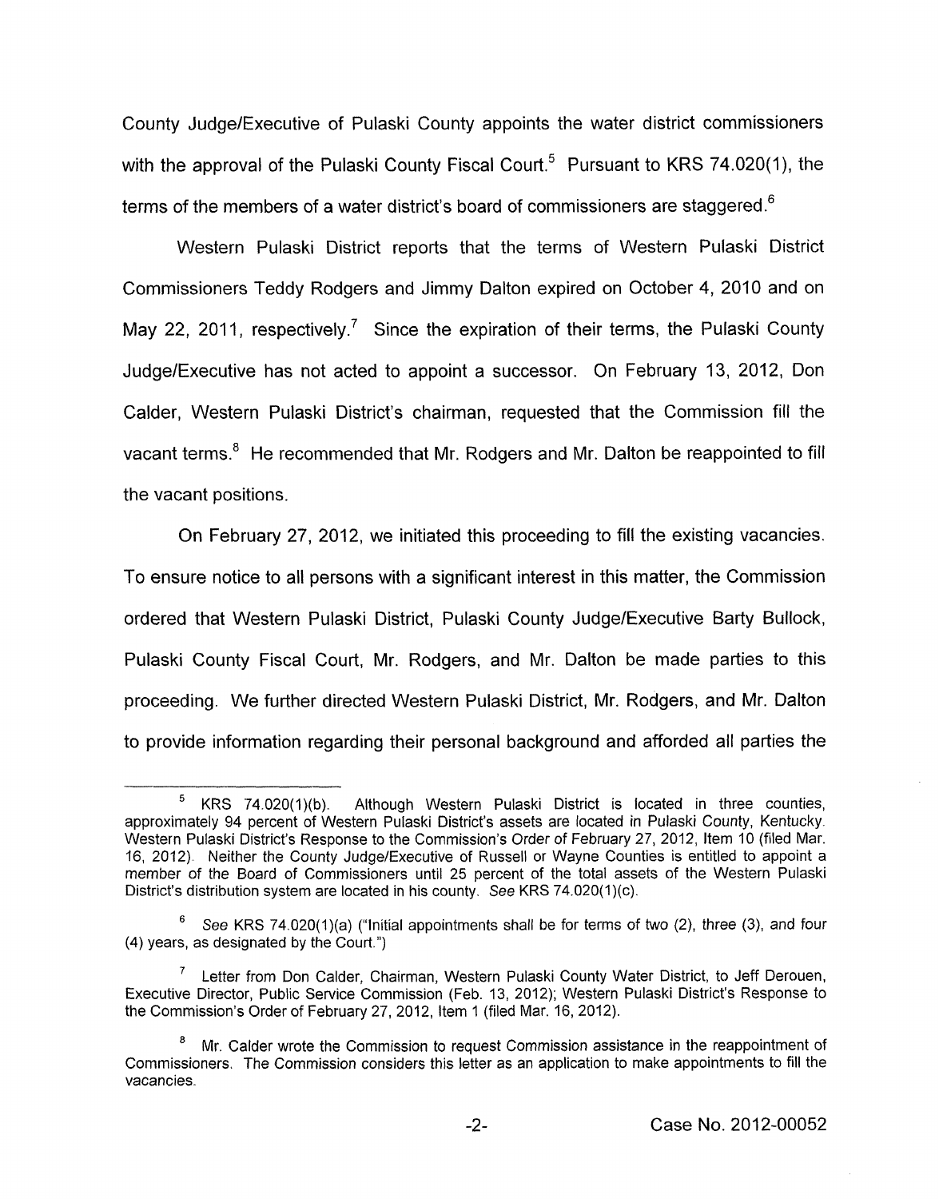County Judge/Executive of Pulaski County appoints the water district commissioners with the approval of the Pulaski County Fiscal Court.[5] Pursuant to KRS 74.020(1), the terms of the members of a water district's board of commissioners are staggered.[6]

Western Pulaski District reports that the terms of Western Pulaski District Commissioners Teddy Rodgers and Jimmy Dalton expired on October 4, 2010 and on May 22, 2011, respectively.[7] Since the expiration of their terms, the Pulaski County Judge/Executive has not acted to appoint a successor. On February 13, 2012, Don Calder, Western Pulaski District's chairman, requested that the Commission fill the vacant terms.[8] He recommended that Mr. Rodgers and Mr. Dalton be reappointed to fill the vacant positions.

On February 27, 2012, we initiated this proceeding to fill the existing vacancies. To ensure notice to all persons with a significant interest in this matter, the Commission ordered that Western Pulaski District, Pulaski County Judge/Executive Barty Bullock, Pulaski County Fiscal Court, Mr. Rodgers, and Mr. Dalton be made parties to this proceeding. We further directed Western Pulaski District, Mr. Rodgers, and Mr. Dalton to provide information regarding their personal background and afforded all parties the

---

[5] KRS 74.020(1)(b). Although Western Pulaski District is located in three counties, approximately 94 percent of Western Pulaski District's assets are located in Pulaski County, Kentucky. Western Pulaski District's Response to the Commission's Order of February 27, 2012, Item 10 (filed Mar. 16, 2012). Neither the County Judge/Executive of Russell or Wayne Counties is entitled to appoint a member of the Board of Commissioners until 25 percent of the total assets of the Western Pulaski District's distribution system are located in his county. *See* KRS 74.020(1)(c).

[6] *See* KRS 74.020(1)(a) ("Initial appointments shall be for terms of two (2), three (3), and four (4) years, as designated by the Court.")

[7] Letter from Don Calder, Chairman, Western Pulaski County Water District, to Jeff Derouen, Executive Director, Public Service Commission (Feb. 13, 2012); Western Pulaski District's Response to the Commission's Order of February 27, 2012, Item 1 (filed Mar. 16, 2012).

[8] Mr. Calder wrote the Commission to request Commission assistance in the reappointment of Commissioners. The Commission considers this letter as an application to make appointments to fill the vacancies.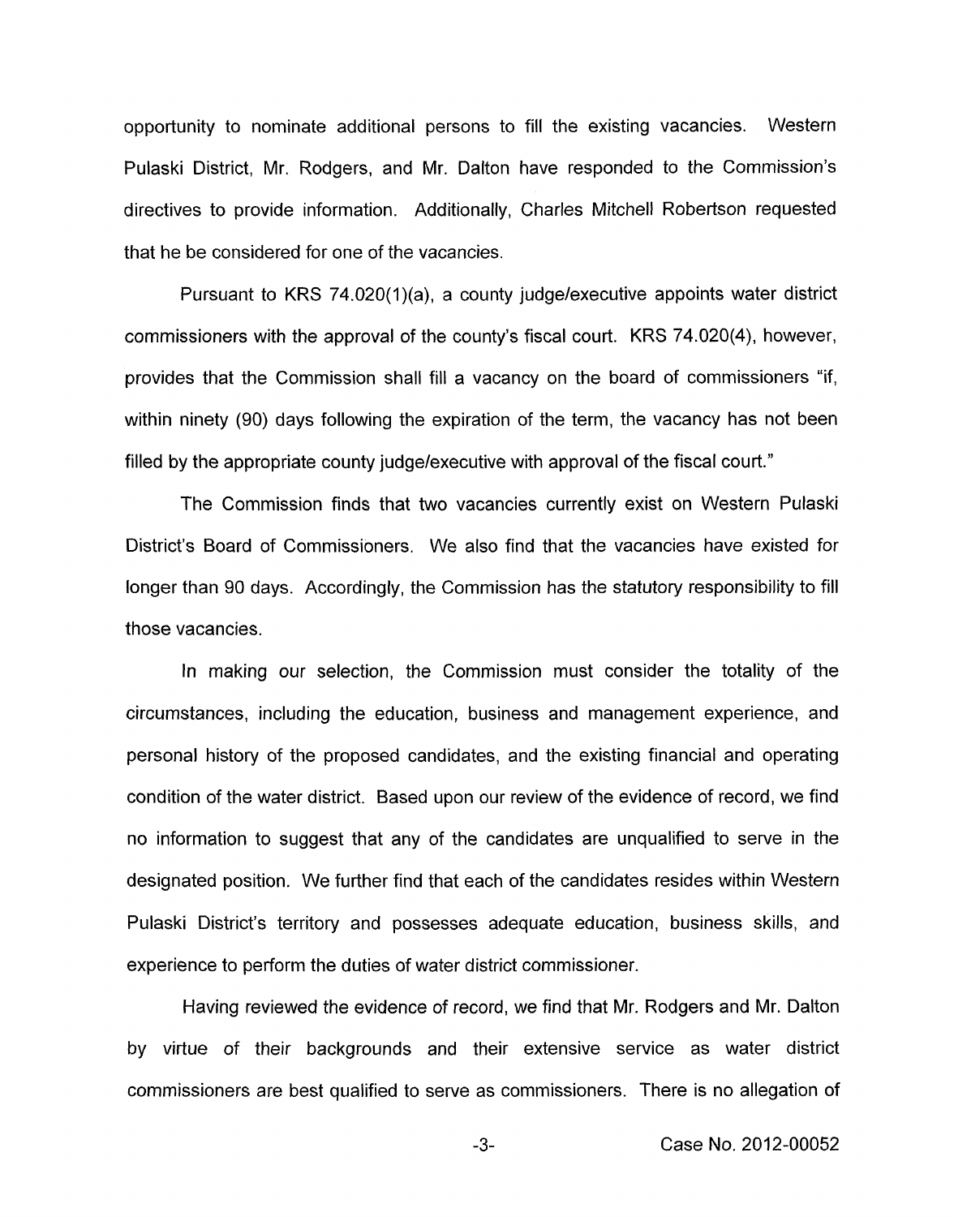opportunity to nominate additional persons to fill the existing vacancies. Western Pulaski District, Mr. Rodgers, and Mr. Dalton have responded to the Commission's directives to provide information. Additionally, Charles Mitchell Robertson requested that he be considered for one of the vacancies.

Pursuant to KRS 74.020(1)(a), a county judge/executive appoints water district commissioners with the approval of the county's fiscal court. KRS 74.020(4), however, provides that the Commission shall fill a vacancy on the board of commissioners "if, within ninety (90) days following the expiration of the term, the vacancy has not been filled by the appropriate county judge/executive with approval of the fiscal court."

The Commission finds that two vacancies currently exist on Western Pulaski District's Board of Commissioners. We also find that the vacancies have existed for longer than 90 days. Accordingly, the Commission has the statutory responsibility to fill those vacancies.

In making our selection, the Commission must consider the totality of the circumstances, including the education, business and management experience, and personal history of the proposed candidates, and the existing financial and operating condition of the water district. Based upon our review of the evidence of record, we find no information to suggest that any of the candidates are unqualified to serve in the designated position. We further find that each of the candidates resides within Western Pulaski District's territory and possesses adequate education, business skills, and experience to perform the duties of water district commissioner.

Having reviewed the evidence of record, we find that Mr. Rodgers and Mr. Dalton by virtue of their backgrounds and their extensive service as water district commissioners are best qualified to serve as commissioners. There is no allegation of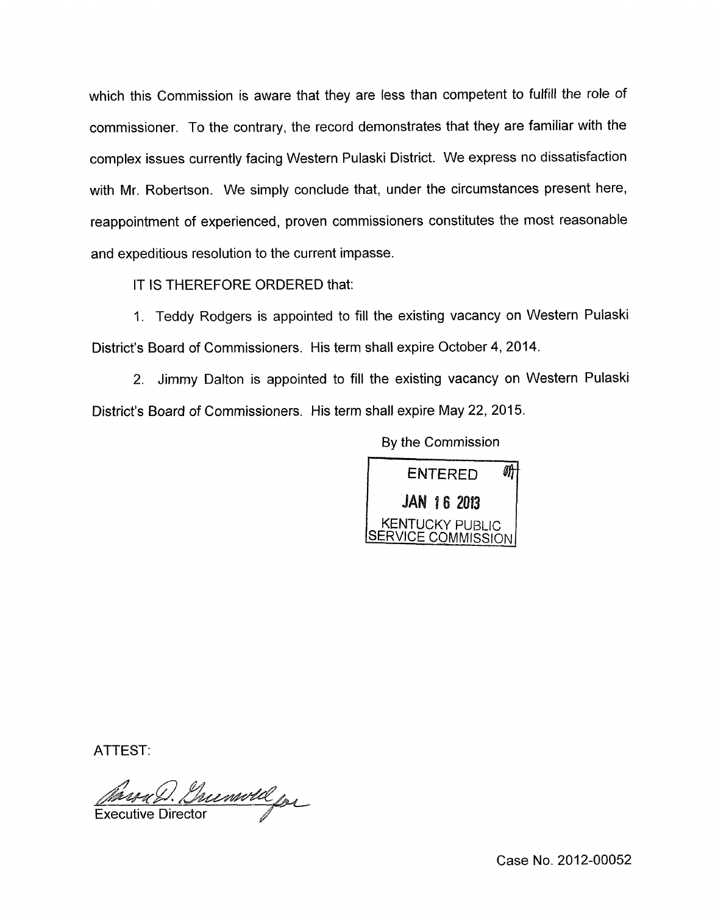which this Commission is aware that they are less than competent to fulfill the role of commissioner. To the contrary, the record demonstrates that they are familiar with the complex issues currently facing Western Pulaski District. We express no dissatisfaction with Mr. Robertson. We simply conclude that, under the circumstances present here, reappointment of experienced, proven commissioners constitutes the most reasonable and expeditious resolution to the current impasse.

IT IS THEREFORE ORDERED that:

1. Teddy Rodgers is appointed to fill the existing vacancy on Western Pulaski District's Board of Commissioners. His term shall expire October 4, 2014.

2. Jimmy Dalton is appointed to fill the existing vacancy on Western Pulaski District's Board of Commissioners. His term shall expire May 22, 2015.

By the Commission

ENTERED
JAN 16 2013
KENTUCKY PUBLIC SERVICE COMMISSION

ATTEST:

Executive Director

Case No. 2012-00052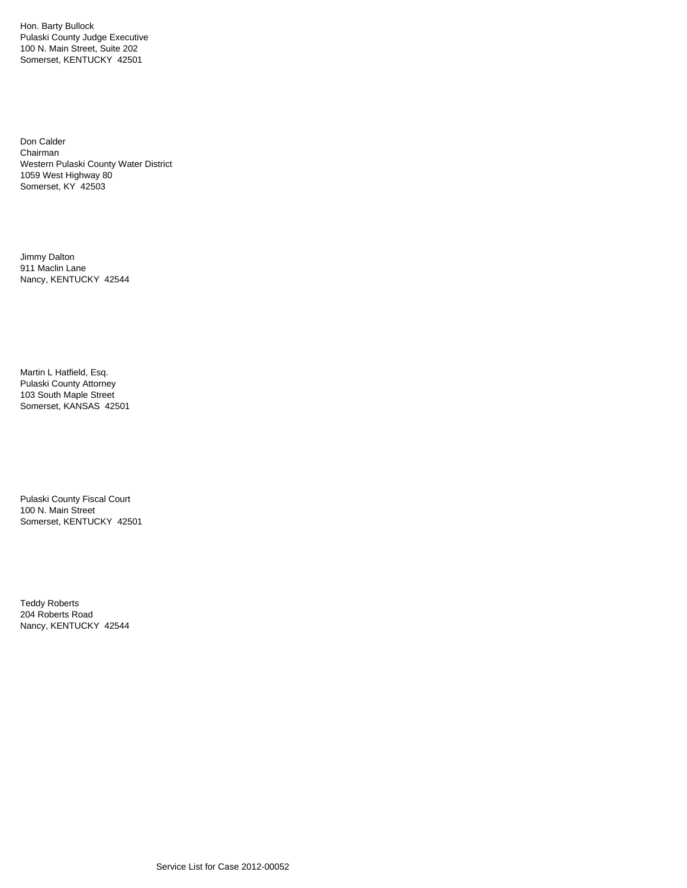Hon. Barty Bullock
Pulaski County Judge Executive
100 N. Main Street, Suite 202
Somerset, KENTUCKY 42501

Don Calder
Chairman
Western Pulaski County Water District
1059 West Highway 80
Somerset, KY 42503

Jimmy Dalton
911 Maclin Lane
Nancy, KENTUCKY 42544

Martin L Hatfield, Esq.
Pulaski County Attorney
103 South Maple Street
Somerset, KANSAS 42501

Pulaski County Fiscal Court
100 N. Main Street
Somerset, KENTUCKY 42501

Teddy Roberts
204 Roberts Road
Nancy, KENTUCKY 42544

Service List for Case 2012-00052